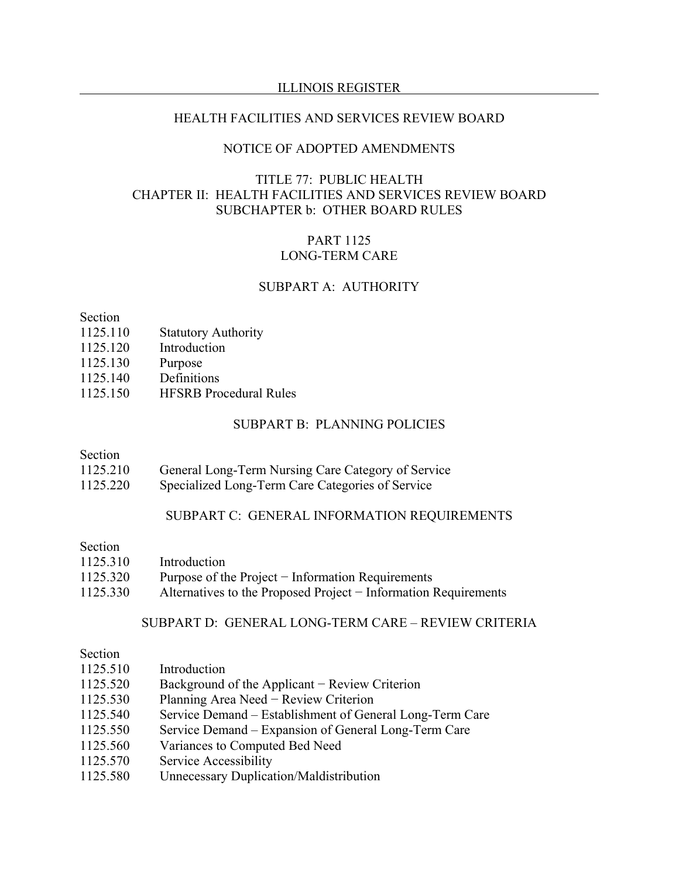ILLINOIS REGISTER

HEALTH FACILITIES AND SERVICES REVIEW BOARD

NOTICE OF ADOPTED AMENDMENTS

TITLE 77: PUBLIC HEALTH
CHAPTER II: HEALTH FACILITIES AND SERVICES REVIEW BOARD
SUBCHAPTER b: OTHER BOARD RULES

PART 1125
LONG-TERM CARE

SUBPART A: AUTHORITY

| Section | |
|---|---|
| 1125.110 | Statutory Authority |
| 1125.120 | Introduction |
| 1125.130 | Purpose |
| 1125.140 | Definitions |
| 1125.150 | HFSRB Procedural Rules |

SUBPART B: PLANNING POLICIES

| Section | |
|---|---|
| 1125.210 | General Long-Term Nursing Care Category of Service |
| 1125.220 | Specialized Long-Term Care Categories of Service |

SUBPART C: GENERAL INFORMATION REQUIREMENTS

| Section | |
|---|---|
| 1125.310 | Introduction |
| 1125.320 | Purpose of the Project − Information Requirements |
| 1125.330 | Alternatives to the Proposed Project − Information Requirements |

SUBPART D: GENERAL LONG-TERM CARE – REVIEW CRITERIA

| Section | |
|---|---|
| 1125.510 | Introduction |
| 1125.520 | Background of the Applicant − Review Criterion |
| 1125.530 | Planning Area Need − Review Criterion |
| 1125.540 | Service Demand – Establishment of General Long-Term Care |
| 1125.550 | Service Demand – Expansion of General Long-Term Care |
| 1125.560 | Variances to Computed Bed Need |
| 1125.570 | Service Accessibility |
| 1125.580 | Unnecessary Duplication/Maldistribution |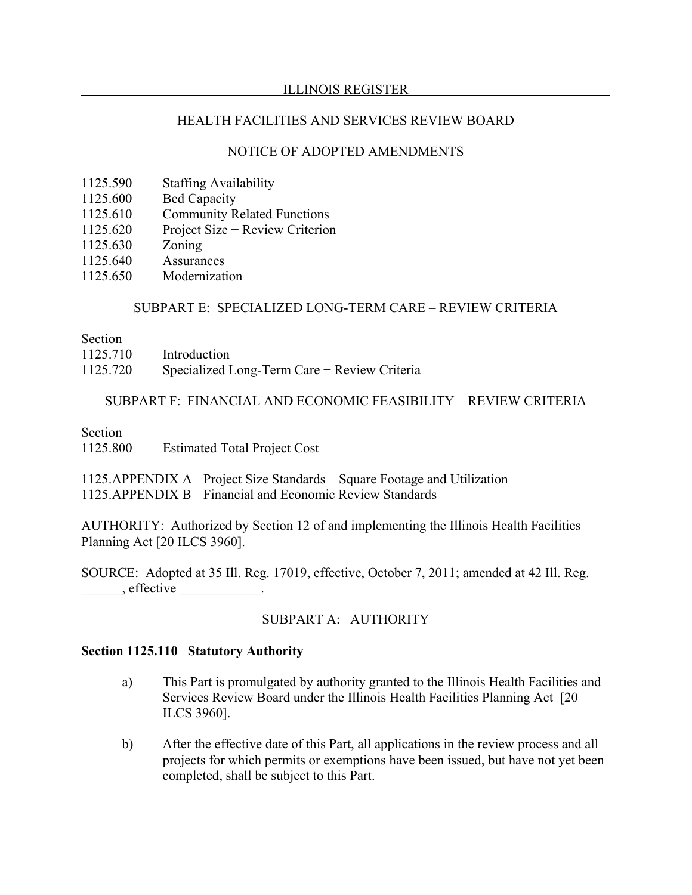1125.590 Staffing Availability
1125.600 Bed Capacity
1125.610 Community Related Functions
1125.620 Project Size − Review Criterion
1125.630 Zoning
1125.640 Assurances
1125.650 Modernization

SUBPART E: SPECIALIZED LONG-TERM CARE – REVIEW CRITERIA

Section
1125.710 Introduction
1125.720 Specialized Long-Term Care − Review Criteria

SUBPART F: FINANCIAL AND ECONOMIC FEASIBILITY – REVIEW CRITERIA

Section
1125.800 Estimated Total Project Cost

1125.APPENDIX A Project Size Standards – Square Footage and Utilization
1125.APPENDIX B Financial and Economic Review Standards

AUTHORITY: Authorized by Section 12 of and implementing the Illinois Health Facilities Planning Act [20 ILCS 3960].

SOURCE: Adopted at 35 Ill. Reg. 17019, effective, October 7, 2011; amended at 42 Ill. Reg. ______, effective ____________.

SUBPART A: AUTHORITY

**Section 1125.110 Statutory Authority**

a) This Part is promulgated by authority granted to the Illinois Health Facilities and Services Review Board under the Illinois Health Facilities Planning Act [20 ILCS 3960].

b) After the effective date of this Part, all applications in the review process and all projects for which permits or exemptions have been issued, but have not yet been completed, shall be subject to this Part.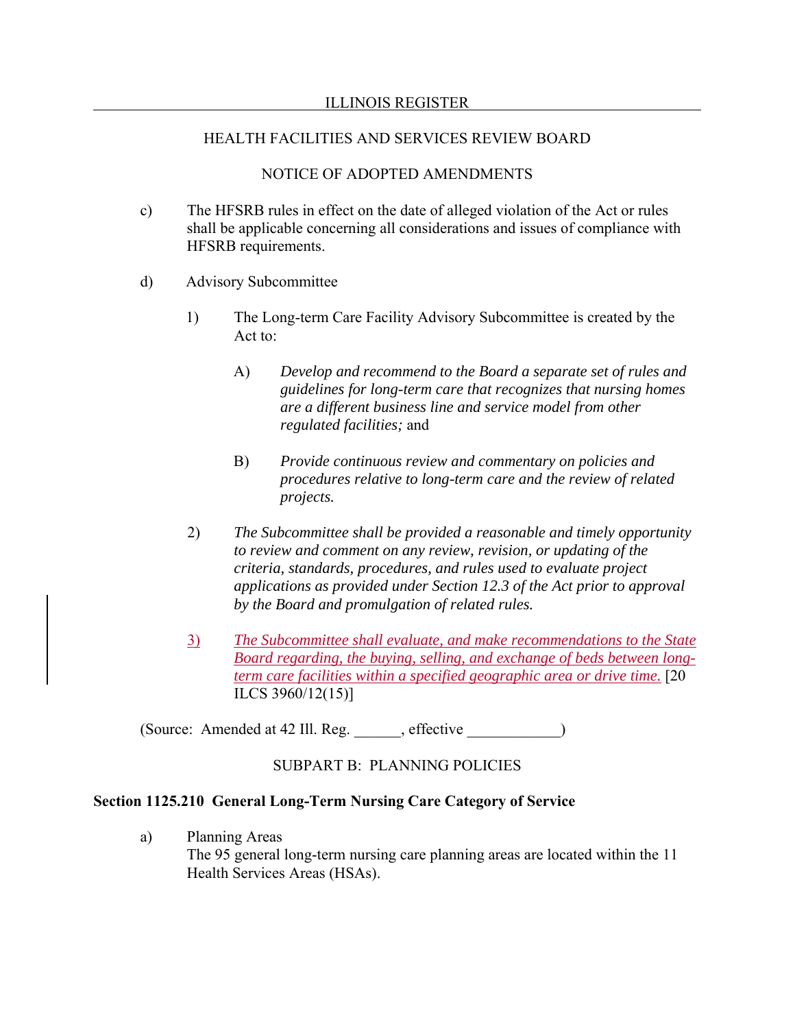c) The HFSRB rules in effect on the date of alleged violation of the Act or rules shall be applicable concerning all considerations and issues of compliance with HFSRB requirements.

d) Advisory Subcommittee

1) The Long-term Care Facility Advisory Subcommittee is created by the Act to:

A) *Develop and recommend to the Board a separate set of rules and guidelines for long-term care that recognizes that nursing homes are a different business line and service model from other regulated facilities;* and

B) *Provide continuous review and commentary on policies and procedures relative to long-term care and the review of related projects.*

2) *The Subcommittee shall be provided a reasonable and timely opportunity to review and comment on any review, revision, or updating of the criteria, standards, procedures, and rules used to evaluate project applications as provided under Section 12.3 of the Act prior to approval by the Board and promulgation of related rules.*

3) *The Subcommittee shall evaluate, and make recommendations to the State Board regarding, the buying, selling, and exchange of beds between long-term care facilities within a specified geographic area or drive time.* [20 ILCS 3960/12(15)]

(Source: Amended at 42 Ill. Reg. ______, effective ____________)

SUBPART B: PLANNING POLICIES

**Section 1125.210 General Long-Term Nursing Care Category of Service**

a) Planning Areas
The 95 general long-term nursing care planning areas are located within the 11 Health Services Areas (HSAs).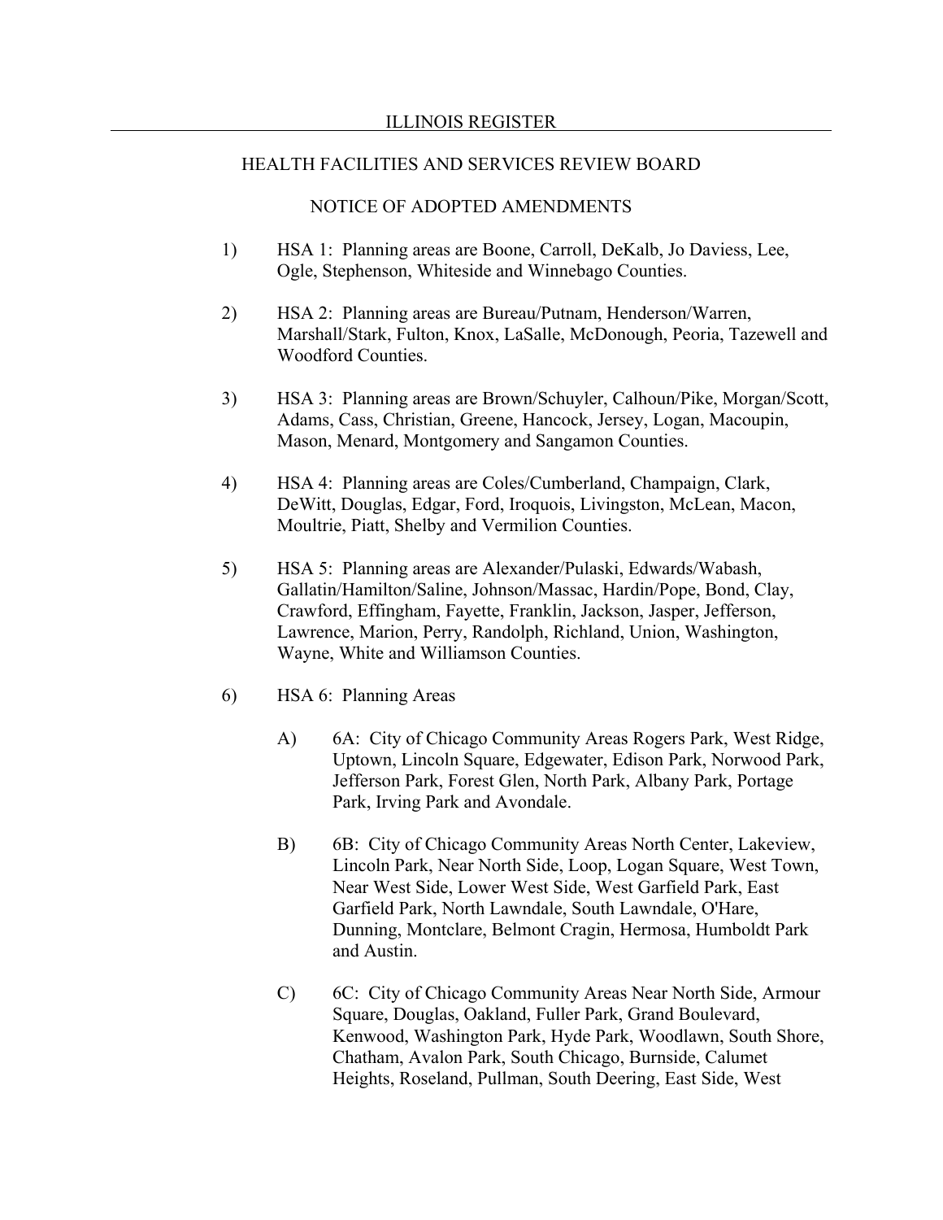HEALTH FACILITIES AND SERVICES REVIEW BOARD

NOTICE OF ADOPTED AMENDMENTS

1) HSA 1: Planning areas are Boone, Carroll, DeKalb, Jo Daviess, Lee, Ogle, Stephenson, Whiteside and Winnebago Counties.

2) HSA 2: Planning areas are Bureau/Putnam, Henderson/Warren, Marshall/Stark, Fulton, Knox, LaSalle, McDonough, Peoria, Tazewell and Woodford Counties.

3) HSA 3: Planning areas are Brown/Schuyler, Calhoun/Pike, Morgan/Scott, Adams, Cass, Christian, Greene, Hancock, Jersey, Logan, Macoupin, Mason, Menard, Montgomery and Sangamon Counties.

4) HSA 4: Planning areas are Coles/Cumberland, Champaign, Clark, DeWitt, Douglas, Edgar, Ford, Iroquois, Livingston, McLean, Macon, Moultrie, Piatt, Shelby and Vermilion Counties.

5) HSA 5: Planning areas are Alexander/Pulaski, Edwards/Wabash, Gallatin/Hamilton/Saline, Johnson/Massac, Hardin/Pope, Bond, Clay, Crawford, Effingham, Fayette, Franklin, Jackson, Jasper, Jefferson, Lawrence, Marion, Perry, Randolph, Richland, Union, Washington, Wayne, White and Williamson Counties.

6) HSA 6: Planning Areas

   A) 6A: City of Chicago Community Areas Rogers Park, West Ridge, Uptown, Lincoln Square, Edgewater, Edison Park, Norwood Park, Jefferson Park, Forest Glen, North Park, Albany Park, Portage Park, Irving Park and Avondale.

   B) 6B: City of Chicago Community Areas North Center, Lakeview, Lincoln Park, Near North Side, Loop, Logan Square, West Town, Near West Side, Lower West Side, West Garfield Park, East Garfield Park, North Lawndale, South Lawndale, O'Hare, Dunning, Montclare, Belmont Cragin, Hermosa, Humboldt Park and Austin.

   C) 6C: City of Chicago Community Areas Near North Side, Armour Square, Douglas, Oakland, Fuller Park, Grand Boulevard, Kenwood, Washington Park, Hyde Park, Woodlawn, South Shore, Chatham, Avalon Park, South Chicago, Burnside, Calumet Heights, Roseland, Pullman, South Deering, East Side, West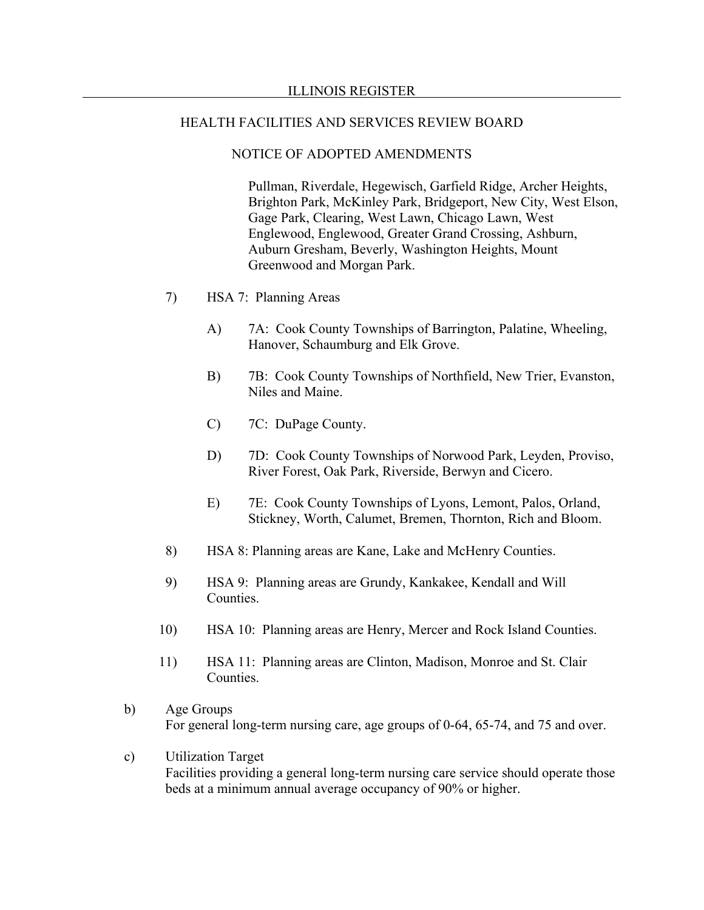Pullman, Riverdale, Hegewisch, Garfield Ridge, Archer Heights, Brighton Park, McKinley Park, Bridgeport, New City, West Elson, Gage Park, Clearing, West Lawn, Chicago Lawn, West Englewood, Englewood, Greater Grand Crossing, Ashburn, Auburn Gresham, Beverly, Washington Heights, Mount Greenwood and Morgan Park.

7) HSA 7: Planning Areas

   A) 7A: Cook County Townships of Barrington, Palatine, Wheeling, Hanover, Schaumburg and Elk Grove.

   B) 7B: Cook County Townships of Northfield, New Trier, Evanston, Niles and Maine.

   C) 7C: DuPage County.

   D) 7D: Cook County Townships of Norwood Park, Leyden, Proviso, River Forest, Oak Park, Riverside, Berwyn and Cicero.

   E) 7E: Cook County Townships of Lyons, Lemont, Palos, Orland, Stickney, Worth, Calumet, Bremen, Thornton, Rich and Bloom.

8) HSA 8: Planning areas are Kane, Lake and McHenry Counties.

9) HSA 9: Planning areas are Grundy, Kankakee, Kendall and Will Counties.

10) HSA 10: Planning areas are Henry, Mercer and Rock Island Counties.

11) HSA 11: Planning areas are Clinton, Madison, Monroe and St. Clair Counties.

b) Age Groups
For general long-term nursing care, age groups of 0-64, 65-74, and 75 and over.

c) Utilization Target
Facilities providing a general long-term nursing care service should operate those beds at a minimum annual average occupancy of 90% or higher.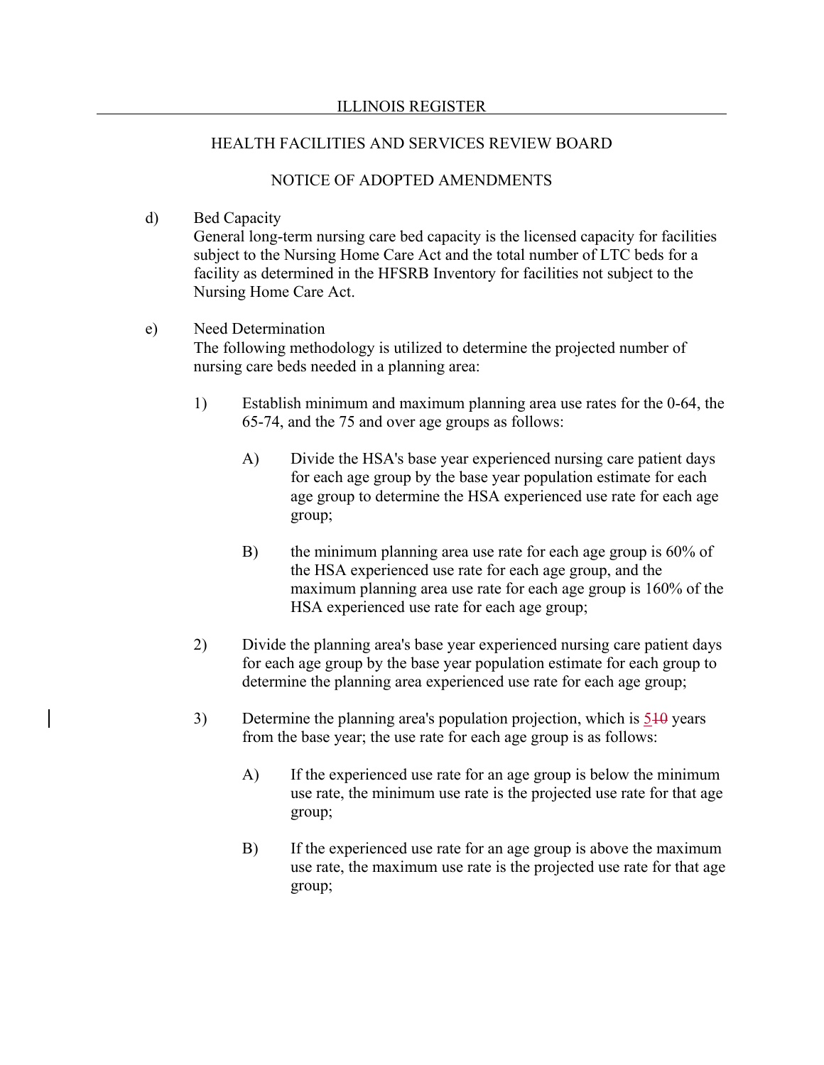d) Bed Capacity
General long-term nursing care bed capacity is the licensed capacity for facilities subject to the Nursing Home Care Act and the total number of LTC beds for a facility as determined in the HFSRB Inventory for facilities not subject to the Nursing Home Care Act.

e) Need Determination
The following methodology is utilized to determine the projected number of nursing care beds needed in a planning area:

1) Establish minimum and maximum planning area use rates for the 0-64, the 65-74, and the 75 and over age groups as follows:

   A) Divide the HSA's base year experienced nursing care patient days for each age group by the base year population estimate for each age group to determine the HSA experienced use rate for each age group;

   B) the minimum planning area use rate for each age group is 60% of the HSA experienced use rate for each age group, and the maximum planning area use rate for each age group is 160% of the HSA experienced use rate for each age group;

2) Divide the planning area's base year experienced nursing care patient days for each age group by the base year population estimate for each group to determine the planning area experienced use rate for each age group;

3) Determine the planning area's population projection, which is 5~~10~~ years from the base year; the use rate for each age group is as follows:

   A) If the experienced use rate for an age group is below the minimum use rate, the minimum use rate is the projected use rate for that age group;

   B) If the experienced use rate for an age group is above the maximum use rate, the maximum use rate is the projected use rate for that age group;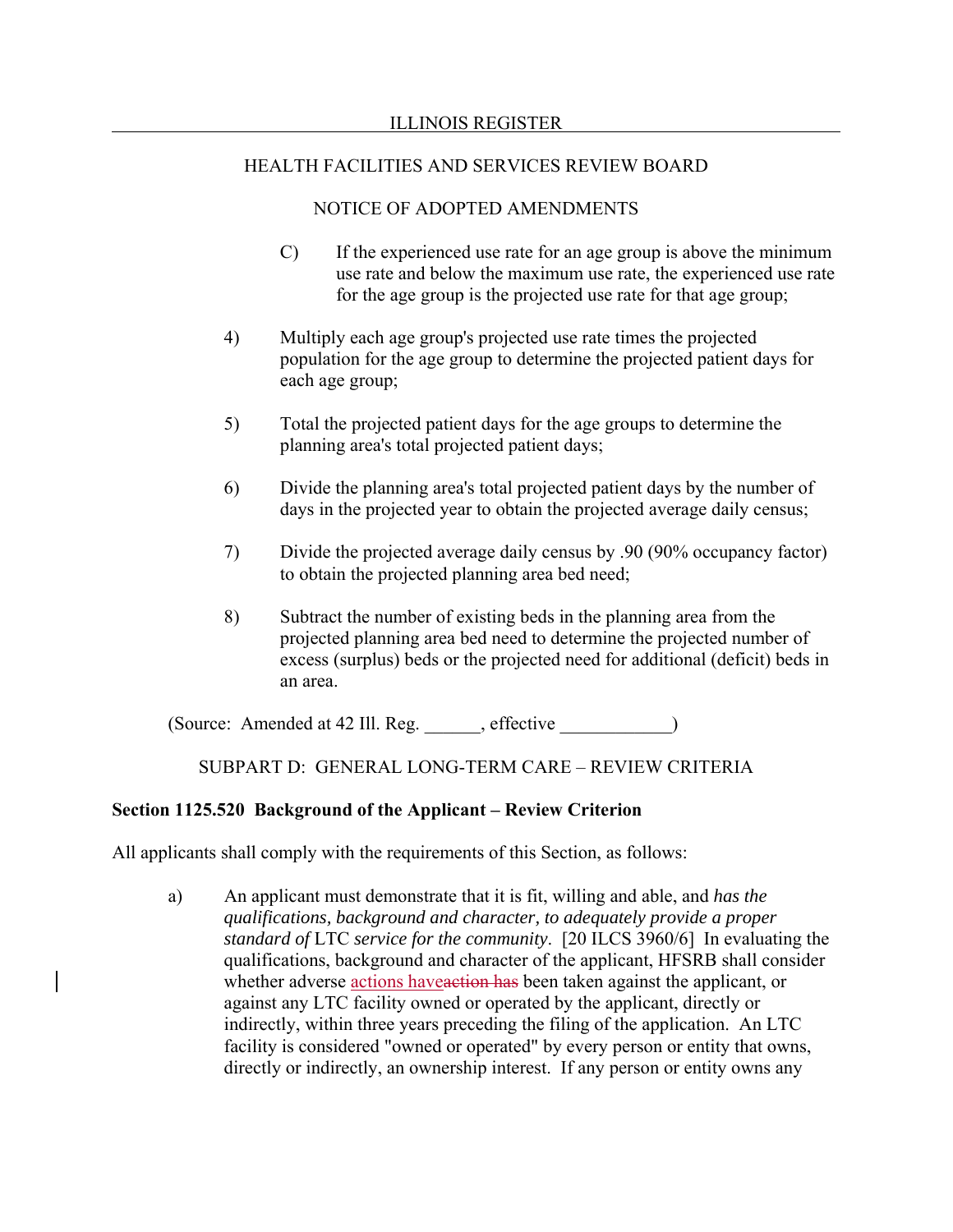ILLINOIS REGISTER

HEALTH FACILITIES AND SERVICES REVIEW BOARD

NOTICE OF ADOPTED AMENDMENTS

C) If the experienced use rate for an age group is above the minimum use rate and below the maximum use rate, the experienced use rate for the age group is the projected use rate for that age group;

4) Multiply each age group's projected use rate times the projected population for the age group to determine the projected patient days for each age group;

5) Total the projected patient days for the age groups to determine the planning area's total projected patient days;

6) Divide the planning area's total projected patient days by the number of days in the projected year to obtain the projected average daily census;

7) Divide the projected average daily census by .90 (90% occupancy factor) to obtain the projected planning area bed need;

8) Subtract the number of existing beds in the planning area from the projected planning area bed need to determine the projected number of excess (surplus) beds or the projected need for additional (deficit) beds in an area.

(Source: Amended at 42 Ill. Reg. ______, effective ____________)

SUBPART D: GENERAL LONG-TERM CARE – REVIEW CRITERIA

**Section 1125.520 Background of the Applicant – Review Criterion**

All applicants shall comply with the requirements of this Section, as follows:

a) An applicant must demonstrate that it is fit, willing and able, and *has the qualifications, background and character, to adequately provide a proper standard of* LTC *service for the community*. [20 ILCS 3960/6] In evaluating the qualifications, background and character of the applicant, HFSRB shall consider whether adverse actions haveaction has been taken against the applicant, or against any LTC facility owned or operated by the applicant, directly or indirectly, within three years preceding the filing of the application. An LTC facility is considered "owned or operated" by every person or entity that owns, directly or indirectly, an ownership interest. If any person or entity owns any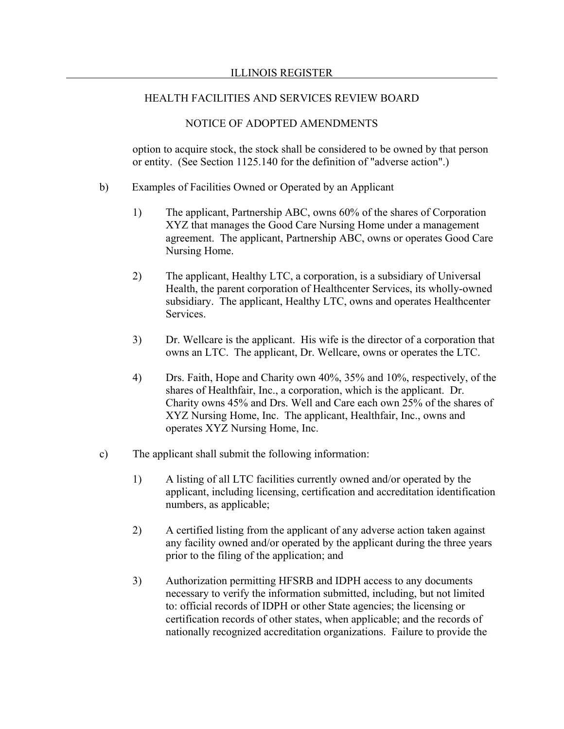option to acquire stock, the stock shall be considered to be owned by that person or entity. (See Section 1125.140 for the definition of "adverse action".)

b) Examples of Facilities Owned or Operated by an Applicant

1) The applicant, Partnership ABC, owns 60% of the shares of Corporation XYZ that manages the Good Care Nursing Home under a management agreement. The applicant, Partnership ABC, owns or operates Good Care Nursing Home.

2) The applicant, Healthy LTC, a corporation, is a subsidiary of Universal Health, the parent corporation of Healthcenter Services, its wholly-owned subsidiary. The applicant, Healthy LTC, owns and operates Healthcenter Services.

3) Dr. Wellcare is the applicant. His wife is the director of a corporation that owns an LTC. The applicant, Dr. Wellcare, owns or operates the LTC.

4) Drs. Faith, Hope and Charity own 40%, 35% and 10%, respectively, of the shares of Healthfair, Inc., a corporation, which is the applicant. Dr. Charity owns 45% and Drs. Well and Care each own 25% of the shares of XYZ Nursing Home, Inc. The applicant, Healthfair, Inc., owns and operates XYZ Nursing Home, Inc.

c) The applicant shall submit the following information:

1) A listing of all LTC facilities currently owned and/or operated by the applicant, including licensing, certification and accreditation identification numbers, as applicable;

2) A certified listing from the applicant of any adverse action taken against any facility owned and/or operated by the applicant during the three years prior to the filing of the application; and

3) Authorization permitting HFSRB and IDPH access to any documents necessary to verify the information submitted, including, but not limited to: official records of IDPH or other State agencies; the licensing or certification records of other states, when applicable; and the records of nationally recognized accreditation organizations. Failure to provide the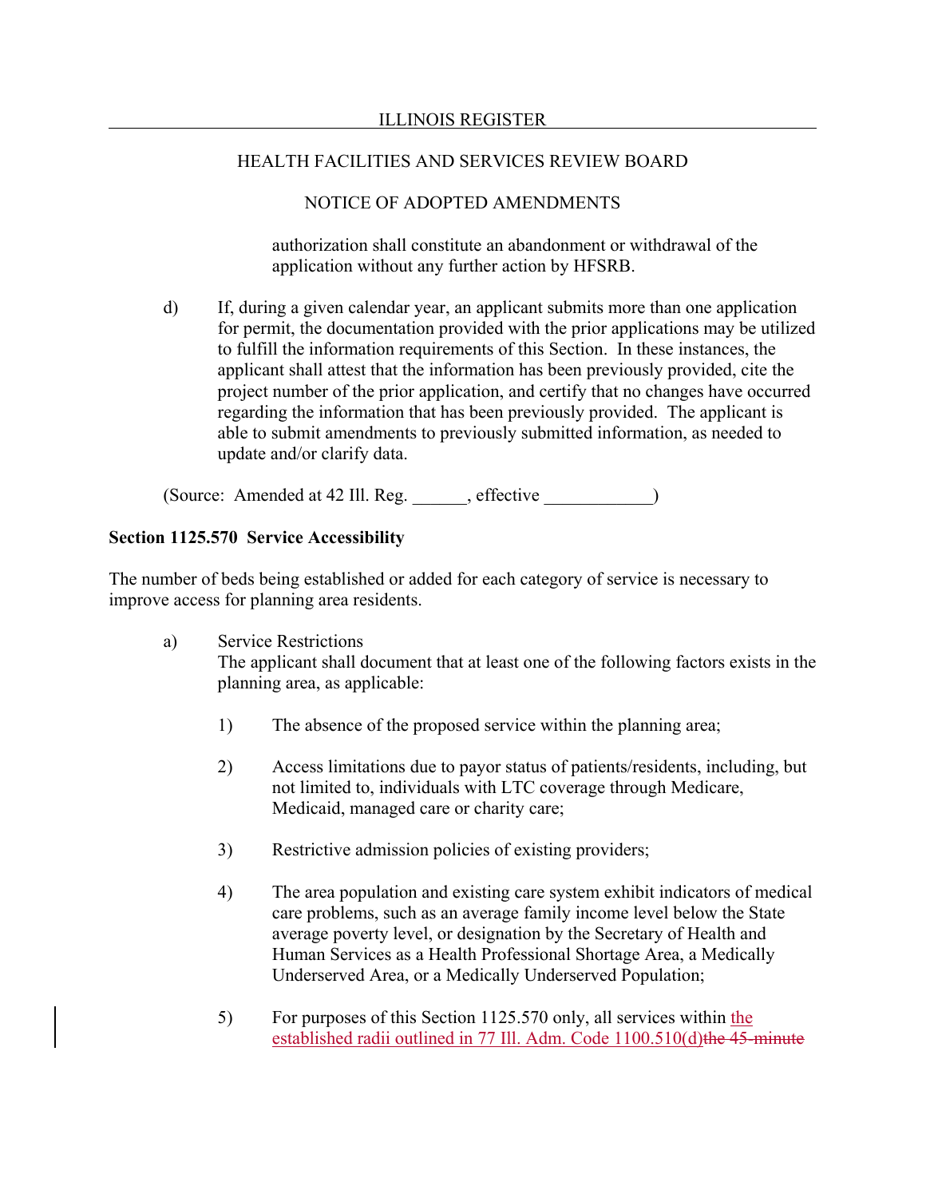authorization shall constitute an abandonment or withdrawal of the application without any further action by HFSRB.

d) If, during a given calendar year, an applicant submits more than one application for permit, the documentation provided with the prior applications may be utilized to fulfill the information requirements of this Section. In these instances, the applicant shall attest that the information has been previously provided, cite the project number of the prior application, and certify that no changes have occurred regarding the information that has been previously provided. The applicant is able to submit amendments to previously submitted information, as needed to update and/or clarify data.

(Source: Amended at 42 Ill. Reg. ______, effective ____________)

**Section 1125.570 Service Accessibility**

The number of beds being established or added for each category of service is necessary to improve access for planning area residents.

a) Service Restrictions
The applicant shall document that at least one of the following factors exists in the planning area, as applicable:

1) The absence of the proposed service within the planning area;

2) Access limitations due to payor status of patients/residents, including, but not limited to, individuals with LTC coverage through Medicare, Medicaid, managed care or charity care;

3) Restrictive admission policies of existing providers;

4) The area population and existing care system exhibit indicators of medical care problems, such as an average family income level below the State average poverty level, or designation by the Secretary of Health and Human Services as a Health Professional Shortage Area, a Medically Underserved Area, or a Medically Underserved Population;

5) For purposes of this Section 1125.570 only, all services within the established radii outlined in 77 Ill. Adm. Code 1100.510(d)~~the 45-minute~~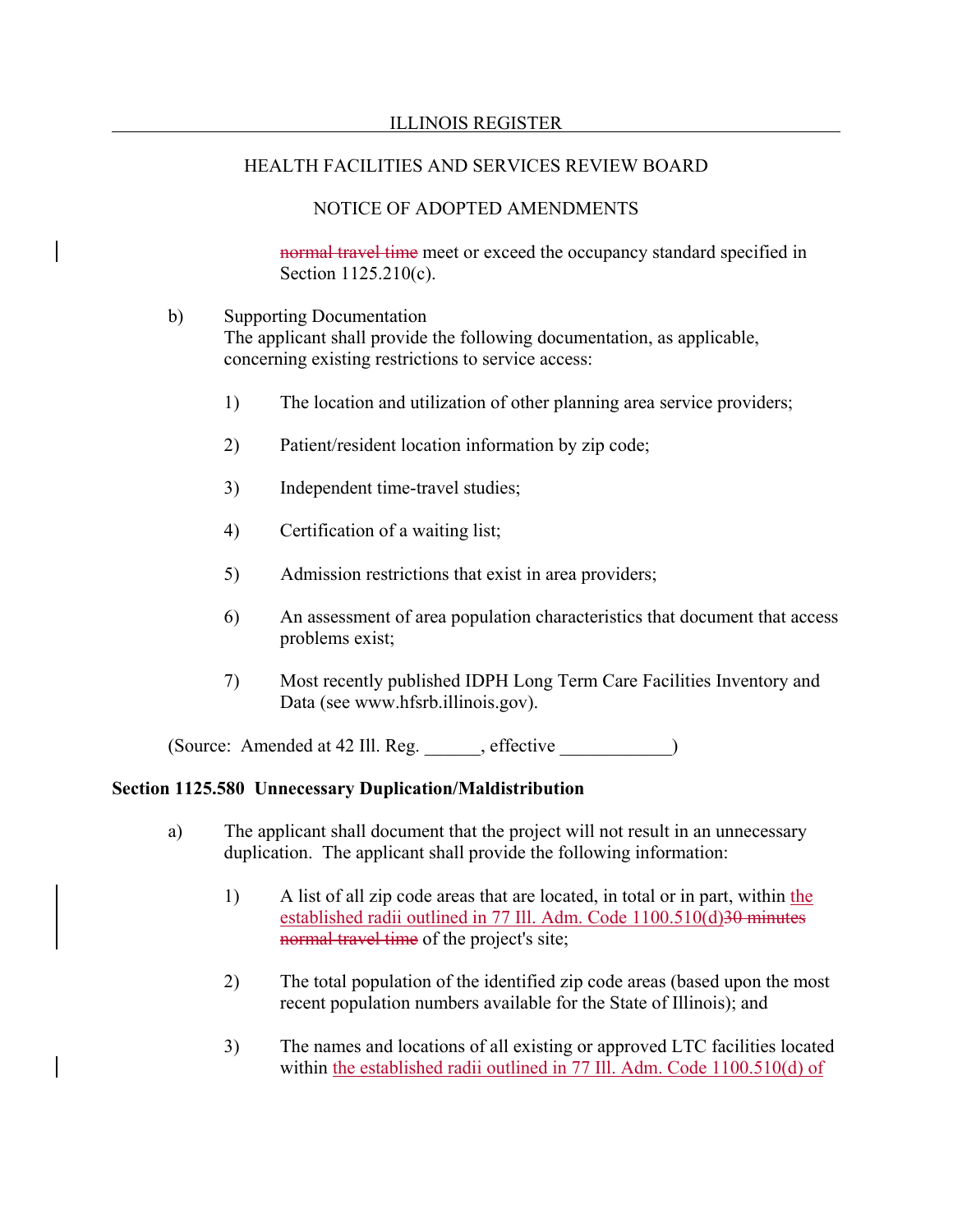~~normal travel time~~ meet or exceed the occupancy standard specified in Section 1125.210(c).

b) Supporting Documentation
The applicant shall provide the following documentation, as applicable, concerning existing restrictions to service access:

1) The location and utilization of other planning area service providers;

2) Patient/resident location information by zip code;

3) Independent time-travel studies;

4) Certification of a waiting list;

5) Admission restrictions that exist in area providers;

6) An assessment of area population characteristics that document that access problems exist;

7) Most recently published IDPH Long Term Care Facilities Inventory and Data (see www.hfsrb.illinois.gov).

(Source: Amended at 42 Ill. Reg. ______, effective ____________)

**Section 1125.580 Unnecessary Duplication/Maldistribution**

a) The applicant shall document that the project will not result in an unnecessary duplication. The applicant shall provide the following information:

1) A list of all zip code areas that are located, in total or in part, within <u>the established radii outlined in 77 Ill. Adm. Code 1100.510(d)</u>~~30 minutes normal travel time~~ of the project's site;

2) The total population of the identified zip code areas (based upon the most recent population numbers available for the State of Illinois); and

3) The names and locations of all existing or approved LTC facilities located within <u>the established radii outlined in 77 Ill. Adm. Code 1100.510(d) of</u>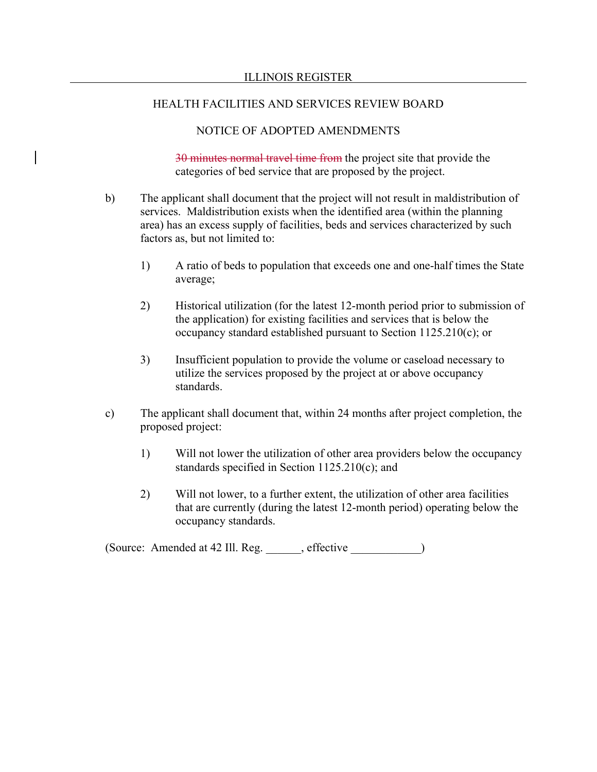~~30 minutes normal travel time from~~ the project site that provide the categories of bed service that are proposed by the project.

b) The applicant shall document that the project will not result in maldistribution of services. Maldistribution exists when the identified area (within the planning area) has an excess supply of facilities, beds and services characterized by such factors as, but not limited to:

1) A ratio of beds to population that exceeds one and one-half times the State average;

2) Historical utilization (for the latest 12-month period prior to submission of the application) for existing facilities and services that is below the occupancy standard established pursuant to Section 1125.210(c); or

3) Insufficient population to provide the volume or caseload necessary to utilize the services proposed by the project at or above occupancy standards.

c) The applicant shall document that, within 24 months after project completion, the proposed project:

1) Will not lower the utilization of other area providers below the occupancy standards specified in Section 1125.210(c); and

2) Will not lower, to a further extent, the utilization of other area facilities that are currently (during the latest 12-month period) operating below the occupancy standards.

(Source: Amended at 42 Ill. Reg. ______, effective ____________)